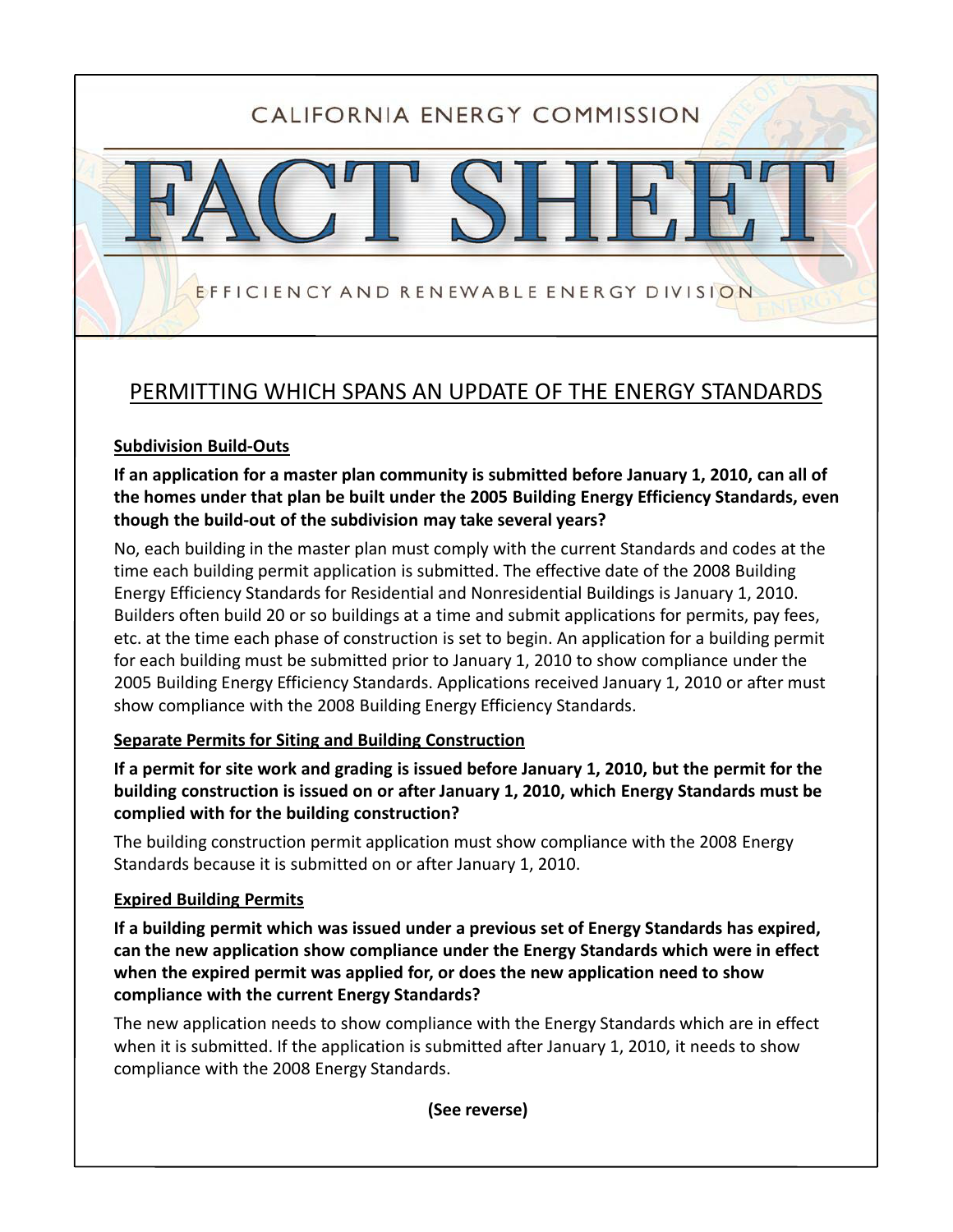CALIFORNIA ENERGY COMMISSION

# FACT SHEET

EFFICIENCY AND RENEWABLE ENERGY DIVISION

## PERMITTING WHICH SPANS AN UPDATE OF THE ENERGY STANDARDS

### Subdivision Build-Outs

**If an application for a master plan community is submitted before January 1, 2010, can all of the homes under that plan be built under the 2005 Building Energy Efficiency Standards, even though the build-out of the subdivision may take several years?**

No, each building in the master plan must comply with the current Standards and codes at the time each building permit application is submitted. The effective date of the 2008 Building Energy Efficiency Standards for Residential and Nonresidential Buildings is January 1, 2010. Builders often build 20 or so buildings at a time and submit applications for permits, pay fees, etc. at the time each phase of construction is set to begin. An application for a building permit for each building must be submitted prior to January 1, 2010 to show compliance under the 2005 Building Energy Efficiency Standards. Applications received January 1, 2010 or after must show compliance with the 2008 Building Energy Efficiency Standards.

### Separate Permits for Siting and Building Construction

**If a permit for site work and grading is issued before January 1, 2010, but the permit for the building construction is issued on or after January 1, 2010, which Energy Standards must be complied with for the building construction?**

The building construction permit application must show compliance with the 2008 Energy Standards because it is submitted on or after January 1, 2010.

### Expired Building Permits

**If a building permit which was issued under a previous set of Energy Standards has expired, can the new application show compliance under the Energy Standards which were in effect when the expired permit was applied for, or does the new application need to show compliance with the current Energy Standards?**

The new application needs to show compliance with the Energy Standards which are in effect when it is submitted. If the application is submitted after January 1, 2010, it needs to show compliance with the 2008 Energy Standards.

**(See reverse)**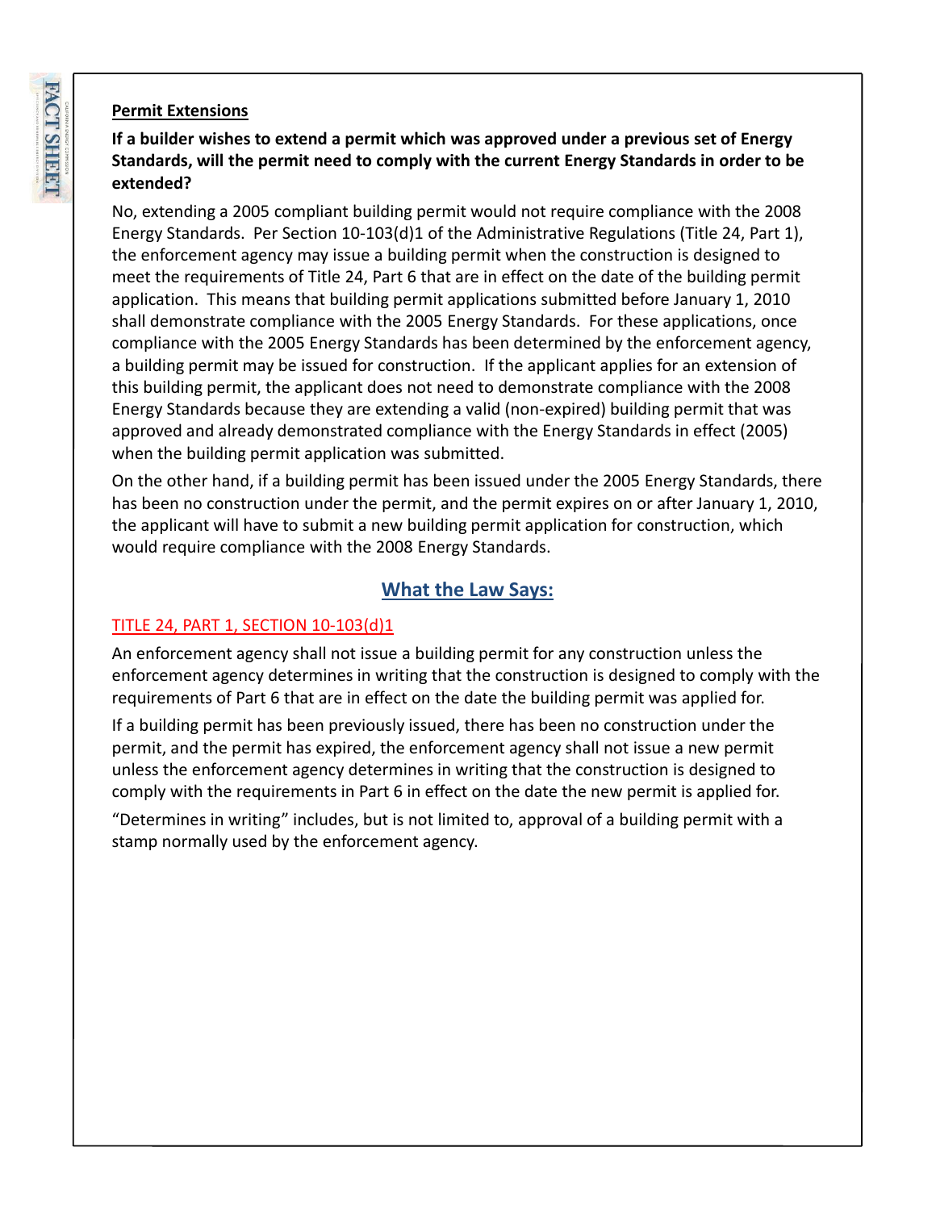**Permit Extensions**

**If a builder wishes to extend a permit which was approved under a previous set of Energy Standards, will the permit need to comply with the current Energy Standards in order to be extended?**

No, extending a 2005 compliant building permit would not require compliance with the 2008 Energy Standards. Per Section 10-103(d)1 of the Administrative Regulations (Title 24, Part 1), the enforcement agency may issue a building permit when the construction is designed to meet the requirements of Title 24, Part 6 that are in effect on the date of the building permit application. This means that building permit applications submitted before January 1, 2010 shall demonstrate compliance with the 2005 Energy Standards. For these applications, once compliance with the 2005 Energy Standards has been determined by the enforcement agency, a building permit may be issued for construction. If the applicant applies for an extension of this building permit, the applicant does not need to demonstrate compliance with the 2008 Energy Standards because they are extending a valid (non-expired) building permit that was approved and already demonstrated compliance with the Energy Standards in effect (2005) when the building permit application was submitted.

On the other hand, if a building permit has been issued under the 2005 Energy Standards, there has been no construction under the permit, and the permit expires on or after January 1, 2010, the applicant will have to submit a new building permit application for construction, which would require compliance with the 2008 Energy Standards.

## What the Law Says:

TITLE 24, PART 1, SECTION 10-103(d)1

An enforcement agency shall not issue a building permit for any construction unless the enforcement agency determines in writing that the construction is designed to comply with the requirements of Part 6 that are in effect on the date the building permit was applied for.

If a building permit has been previously issued, there has been no construction under the permit, and the permit has expired, the enforcement agency shall not issue a new permit unless the enforcement agency determines in writing that the construction is designed to comply with the requirements in Part 6 in effect on the date the new permit is applied for.

"Determines in writing" includes, but is not limited to, approval of a building permit with a stamp normally used by the enforcement agency.